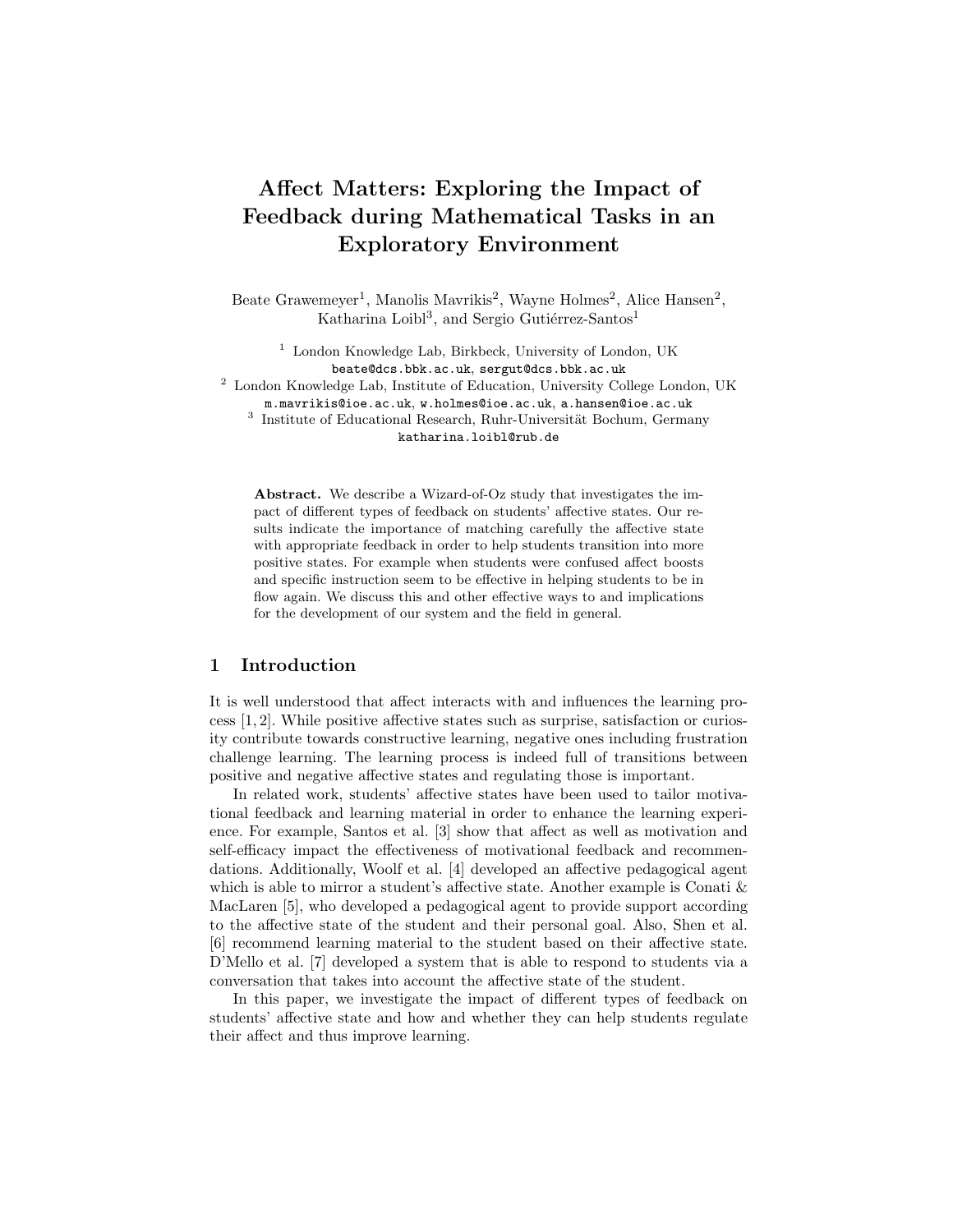# Affect Matters: Exploring the Impact of Feedback during Mathematical Tasks in an Exploratory Environment

Beate Grawemeyer[1], Manolis Mavrikis[2], Wayne Holmes[2], Alice Hansen[2], Katharina Loibl[3], and Sergio Gutiérrez-Santos[1]

[1] London Knowledge Lab, Birkbeck, University of London, UK
beate@dcs.bbk.ac.uk, sergut@dcs.bbk.ac.uk

[2] London Knowledge Lab, Institute of Education, University College London, UK
m.mavrikis@ioe.ac.uk, w.holmes@ioe.ac.uk, a.hansen@ioe.ac.uk

[3] Institute of Educational Research, Ruhr-Universität Bochum, Germany
katharina.loibl@rub.de

**Abstract.** We describe a Wizard-of-Oz study that investigates the impact of different types of feedback on students' affective states. Our results indicate the importance of matching carefully the affective state with appropriate feedback in order to help students transition into more positive states. For example when students were confused affect boosts and specific instruction seem to be effective in helping students to be in flow again. We discuss this and other effective ways to and implications for the development of our system and the field in general.

## 1 Introduction

It is well understood that affect interacts with and influences the learning process [1, 2]. While positive affective states such as surprise, satisfaction or curiosity contribute towards constructive learning, negative ones including frustration challenge learning. The learning process is indeed full of transitions between positive and negative affective states and regulating those is important.

In related work, students' affective states have been used to tailor motivational feedback and learning material in order to enhance the learning experience. For example, Santos et al. [3] show that affect as well as motivation and self-efficacy impact the effectiveness of motivational feedback and recommendations. Additionally, Woolf et al. [4] developed an affective pedagogical agent which is able to mirror a student's affective state. Another example is Conati & MacLaren [5], who developed a pedagogical agent to provide support according to the affective state of the student and their personal goal. Also, Shen et al. [6] recommend learning material to the student based on their affective state. D'Mello et al. [7] developed a system that is able to respond to students via a conversation that takes into account the affective state of the student.

In this paper, we investigate the impact of different types of feedback on students' affective state and how and whether they can help students regulate their affect and thus improve learning.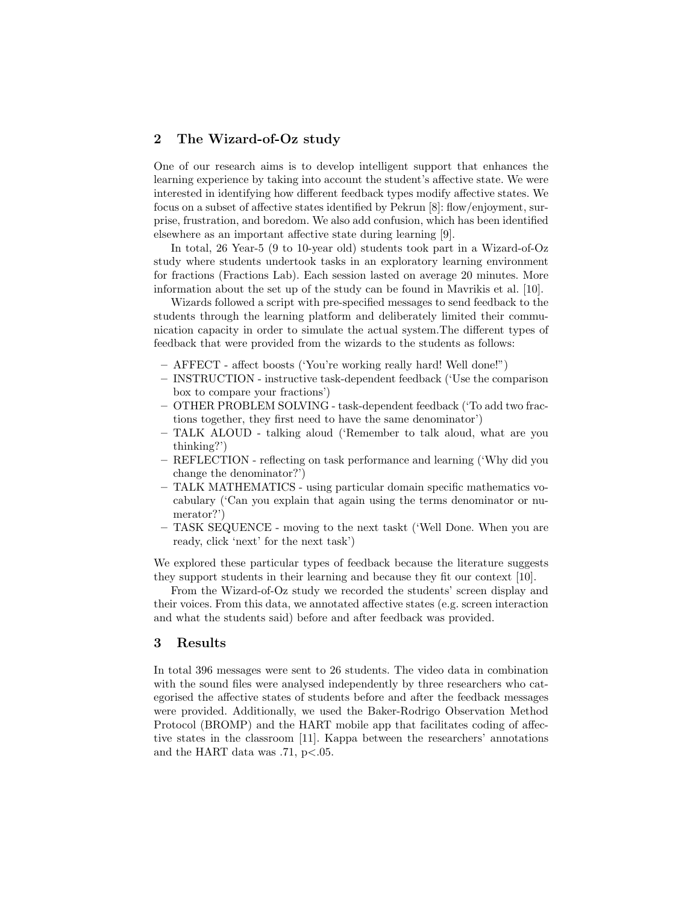## 2 The Wizard-of-Oz study

One of our research aims is to develop intelligent support that enhances the learning experience by taking into account the student's affective state. We were interested in identifying how different feedback types modify affective states. We focus on a subset of affective states identified by Pekrun [8]: flow/enjoyment, surprise, frustration, and boredom. We also add confusion, which has been identified elsewhere as an important affective state during learning [9].

In total, 26 Year-5 (9 to 10-year old) students took part in a Wizard-of-Oz study where students undertook tasks in an exploratory learning environment for fractions (Fractions Lab). Each session lasted on average 20 minutes. More information about the set up of the study can be found in Mavrikis et al. [10].

Wizards followed a script with pre-specified messages to send feedback to the students through the learning platform and deliberately limited their communication capacity in order to simulate the actual system.The different types of feedback that were provided from the wizards to the students as follows:

- AFFECT - affect boosts ('You're working really hard! Well done!")
- INSTRUCTION - instructive task-dependent feedback ('Use the comparison box to compare your fractions')
- OTHER PROBLEM SOLVING - task-dependent feedback ('To add two fractions together, they first need to have the same denominator')
- TALK ALOUD - talking aloud ('Remember to talk aloud, what are you thinking?')
- REFLECTION - reflecting on task performance and learning ('Why did you change the denominator?')
- TALK MATHEMATICS - using particular domain specific mathematics vocabulary ('Can you explain that again using the terms denominator or numerator?')
- TASK SEQUENCE - moving to the next taskt ('Well Done. When you are ready, click 'next' for the next task')

We explored these particular types of feedback because the literature suggests they support students in their learning and because they fit our context [10].

From the Wizard-of-Oz study we recorded the students' screen display and their voices. From this data, we annotated affective states (e.g. screen interaction and what the students said) before and after feedback was provided.

## 3 Results

In total 396 messages were sent to 26 students. The video data in combination with the sound files were analysed independently by three researchers who categorised the affective states of students before and after the feedback messages were provided. Additionally, we used the Baker-Rodrigo Observation Method Protocol (BROMP) and the HART mobile app that facilitates coding of affective states in the classroom [11]. Kappa between the researchers' annotations and the HART data was .71, $p<.05$.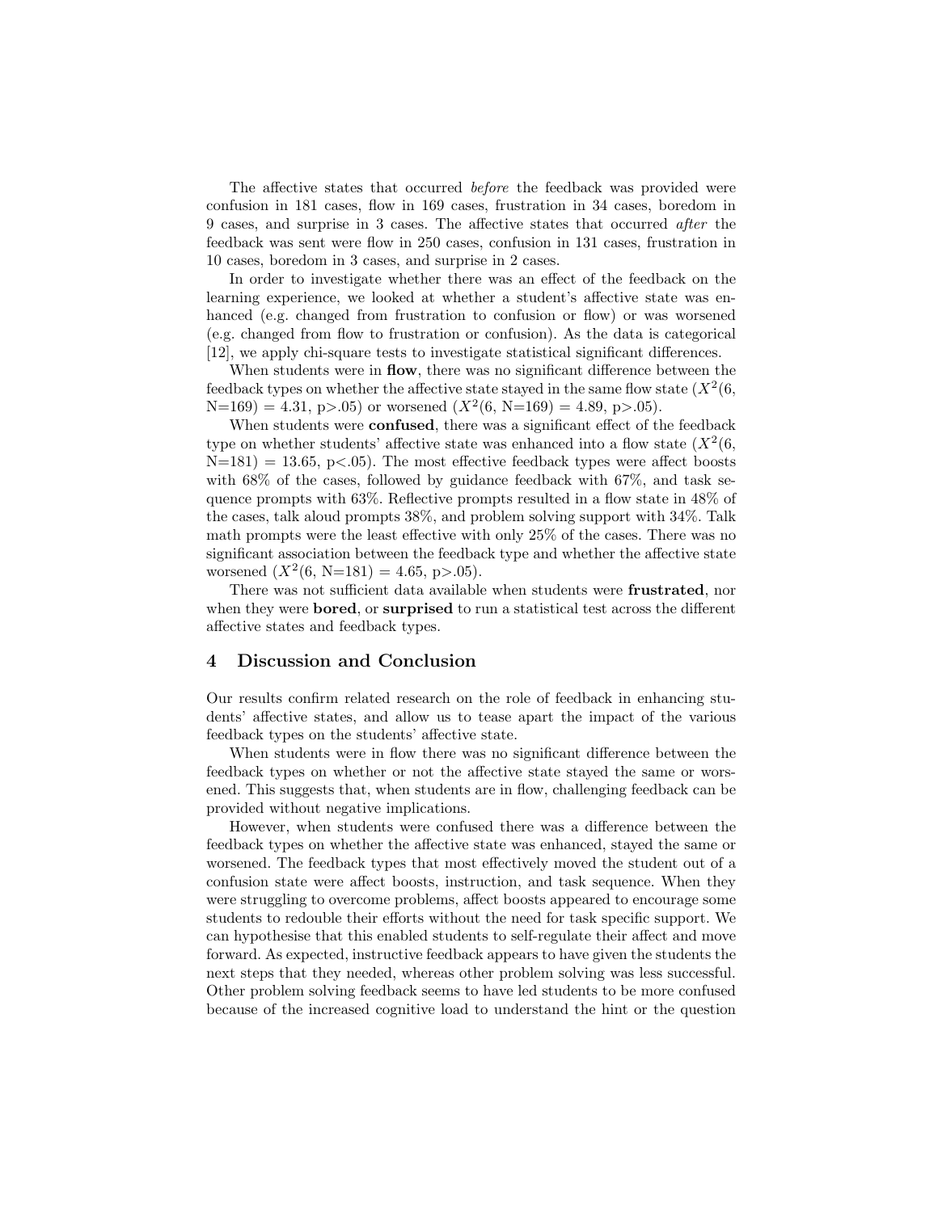The affective states that occurred *before* the feedback was provided were confusion in 181 cases, flow in 169 cases, frustration in 34 cases, boredom in 9 cases, and surprise in 3 cases. The affective states that occurred *after* the feedback was sent were flow in 250 cases, confusion in 131 cases, frustration in 10 cases, boredom in 3 cases, and surprise in 2 cases.

In order to investigate whether there was an effect of the feedback on the learning experience, we looked at whether a student's affective state was enhanced (e.g. changed from frustration to confusion or flow) or was worsened (e.g. changed from flow to frustration or confusion). As the data is categorical [12], we apply chi-square tests to investigate statistical significant differences.

When students were in **flow**, there was no significant difference between the feedback types on whether the affective state stayed in the same flow state ($X^2(6, N=169) = 4.31, p>.05$) or worsened ($X^2(6, N=169) = 4.89, p>.05$).

When students were **confused**, there was a significant effect of the feedback type on whether students' affective state was enhanced into a flow state ($X^2(6, N=181) = 13.65, p<.05$). The most effective feedback types were affect boosts with 68% of the cases, followed by guidance feedback with 67%, and task sequence prompts with 63%. Reflective prompts resulted in a flow state in 48% of the cases, talk aloud prompts 38%, and problem solving support with 34%. Talk math prompts were the least effective with only 25% of the cases. There was no significant association between the feedback type and whether the affective state worsened ($X^2(6, N=181) = 4.65, p>.05$).

There was not sufficient data available when students were **frustrated**, nor when they were **bored**, or **surprised** to run a statistical test across the different affective states and feedback types.

## 4 Discussion and Conclusion

Our results confirm related research on the role of feedback in enhancing students' affective states, and allow us to tease apart the impact of the various feedback types on the students' affective state.

When students were in flow there was no significant difference between the feedback types on whether or not the affective state stayed the same or worsened. This suggests that, when students are in flow, challenging feedback can be provided without negative implications.

However, when students were confused there was a difference between the feedback types on whether the affective state was enhanced, stayed the same or worsened. The feedback types that most effectively moved the student out of a confusion state were affect boosts, instruction, and task sequence. When they were struggling to overcome problems, affect boosts appeared to encourage some students to redouble their efforts without the need for task specific support. We can hypothesise that this enabled students to self-regulate their affect and move forward. As expected, instructive feedback appears to have given the students the next steps that they needed, whereas other problem solving was less successful. Other problem solving feedback seems to have led students to be more confused because of the increased cognitive load to understand the hint or the question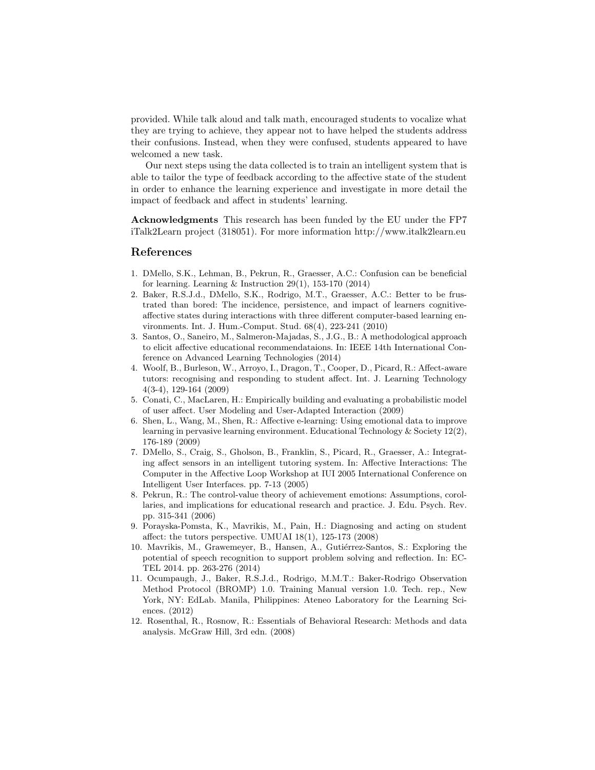provided. While talk aloud and talk math, encouraged students to vocalize what they are trying to achieve, they appear not to have helped the students address their confusions. Instead, when they were confused, students appeared to have welcomed a new task.

Our next steps using the data collected is to train an intelligent system that is able to tailor the type of feedback according to the affective state of the student in order to enhance the learning experience and investigate in more detail the impact of feedback and affect in students' learning.

**Acknowledgments** This research has been funded by the EU under the FP7 iTalk2Learn project (318051). For more information http://www.italk2learn.eu

## References

1. DMello, S.K., Lehman, B., Pekrun, R., Graesser, A.C.: Confusion can be beneficial for learning. Learning & Instruction 29(1), 153-170 (2014)
2. Baker, R.S.J.d., DMello, S.K., Rodrigo, M.T., Graesser, A.C.: Better to be frustrated than bored: The incidence, persistence, and impact of learners cognitive-affective states during interactions with three different computer-based learning environments. Int. J. Hum.-Comput. Stud. 68(4), 223-241 (2010)
3. Santos, O., Saneiro, M., Salmeron-Majadas, S., J.G., B.: A methodological approach to elicit affective educational recommendataions. In: IEEE 14th International Conference on Advanced Learning Technologies (2014)
4. Woolf, B., Burleson, W., Arroyo, I., Dragon, T., Cooper, D., Picard, R.: Affect-aware tutors: recognising and responding to student affect. Int. J. Learning Technology 4(3-4), 129-164 (2009)
5. Conati, C., MacLaren, H.: Empirically building and evaluating a probabilistic model of user affect. User Modeling and User-Adapted Interaction (2009)
6. Shen, L., Wang, M., Shen, R.: Affective e-learning: Using emotional data to improve learning in pervasive learning environment. Educational Technology & Society 12(2), 176-189 (2009)
7. DMello, S., Craig, S., Gholson, B., Franklin, S., Picard, R., Graesser, A.: Integrating affect sensors in an intelligent tutoring system. In: Affective Interactions: The Computer in the Affective Loop Workshop at IUI 2005 International Conference on Intelligent User Interfaces. pp. 7-13 (2005)
8. Pekrun, R.: The control-value theory of achievement emotions: Assumptions, corollaries, and implications for educational research and practice. J. Edu. Psych. Rev. pp. 315-341 (2006)
9. Porayska-Pomsta, K., Mavrikis, M., Pain, H.: Diagnosing and acting on student affect: the tutors perspective. UMUAI 18(1), 125-173 (2008)
10. Mavrikis, M., Grawemeyer, B., Hansen, A., Gutiérrez-Santos, S.: Exploring the potential of speech recognition to support problem solving and reflection. In: EC-TEL 2014. pp. 263-276 (2014)
11. Ocumpaugh, J., Baker, R.S.J.d., Rodrigo, M.M.T.: Baker-Rodrigo Observation Method Protocol (BROMP) 1.0. Training Manual version 1.0. Tech. rep., New York, NY: EdLab. Manila, Philippines: Ateneo Laboratory for the Learning Sciences. (2012)
12. Rosenthal, R., Rosnow, R.: Essentials of Behavioral Research: Methods and data analysis. McGraw Hill, 3rd edn. (2008)